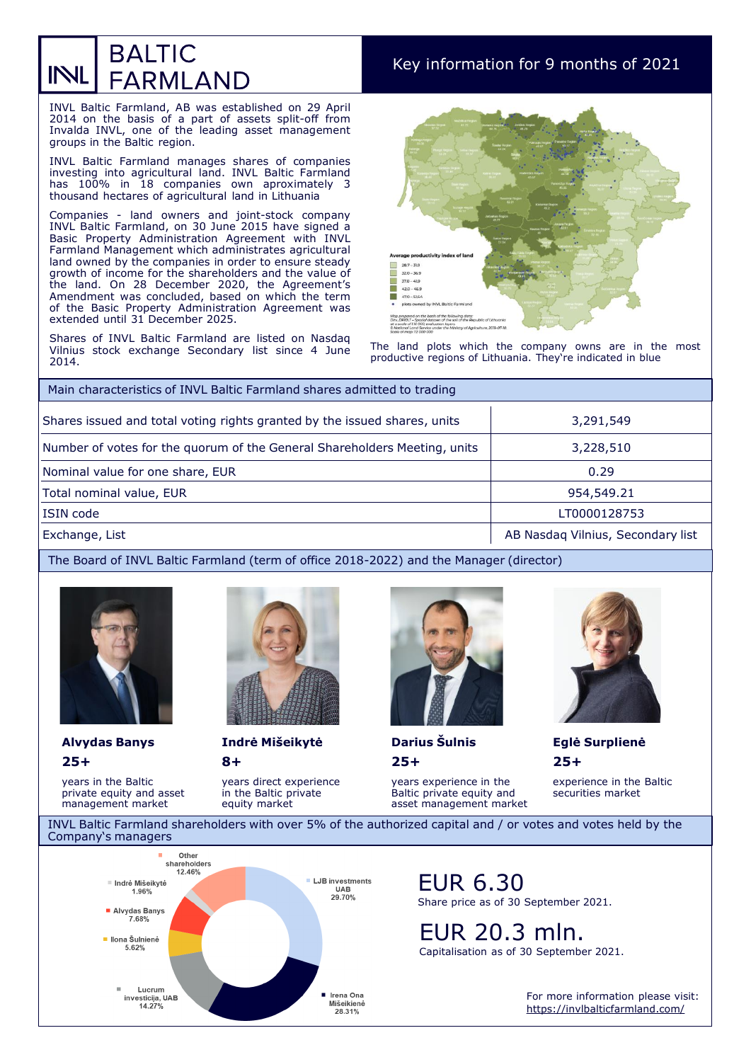# INVL BALTIC FARMLAND

## Key information for 9 months of 2021

INVL Baltic Farmland, AB was established on 29 April 2014 on the basis of assets split-off from Invalda INVL, one of the leading asset management groups in the Baltic region.

INVL Baltic Farmland manages shares of companies investing into agricultural land. INVL Baltic Farmland has 100% in 18 companies that own aproximately 3 thousand hectares of agricultural land in Lithuania

Companies - land owners and joint-stock company INVL Baltic Farmland, on 30 June 2015 have signed a Basic Property Administration Agreement with INVL Farmland Management which administrates agricultural land owned by the companies in order to ensure steady growth of income for the shareholders and the value of the land. On 28 December 2020, the Agreement's Amendment was concluded, based on which the term of the Basic Property Administration Agreement was extended until 31 December 2025.

Shares of INVL Baltic Farmland are listed on Nasdaq Vilnius stock exchange Secondary list since 4 June 2014.

The land plots which the company owns are in the most productive regions of Lithuania. They're indicated in blue

## Main characteristics of INVL Baltic Farmland shares admitted to trading

| | |
|---|---|
| Shares issued and total voting rights granted by the issued shares, units | 3,291,549 |
| Number of votes for the quorum of the General Shareholders Meeting, units | 3,228,510 |
| Nominal value for one share, EUR | 0.29 |
| Total nominal value, EUR | 954,549.21 |
| ISIN code | LT0000128753 |
| Exchange, List | AB Nasdaq Vilnius, Secondary list |

## The Board of INVL Baltic Farmland (term of office 2018-2022) and the Manager (director)

**Alvydas Banys**
**25+**
years in the Baltic private equity and asset management market

**Indrė Mišeikytė**
**8+**
years direct experience in the Baltic private equity market

**Darius Šulnis**
**25+**
years experience in the Baltic private equity and asset management market

**Eglė Surplienė**
**25+**
experience in the Baltic securities market

## INVL Baltic Farmland shareholders with over 5% of the authorized capital and / or votes and votes held by the Company's managers

| Shareholder | Share |
|---|---|
| LJB investments UAB | 29.70% |
| Irena Ona Mišeikienė | 28.31% |
| Lucrum investicija, UAB | 14.27% |
| Ilona Šulnienė | 5.62% |
| Alvydas Banys | 7.68% |
| Indrė Mišeikytė | 1.96% |
| Other shareholders | 12.46% |

**EUR 6.30**
Share price as of 30 September 2021.

**EUR 20.3 mln.**
Capitalisation as of 30 September 2021.

For more information please visit:
https://invlbalticfarmland.com/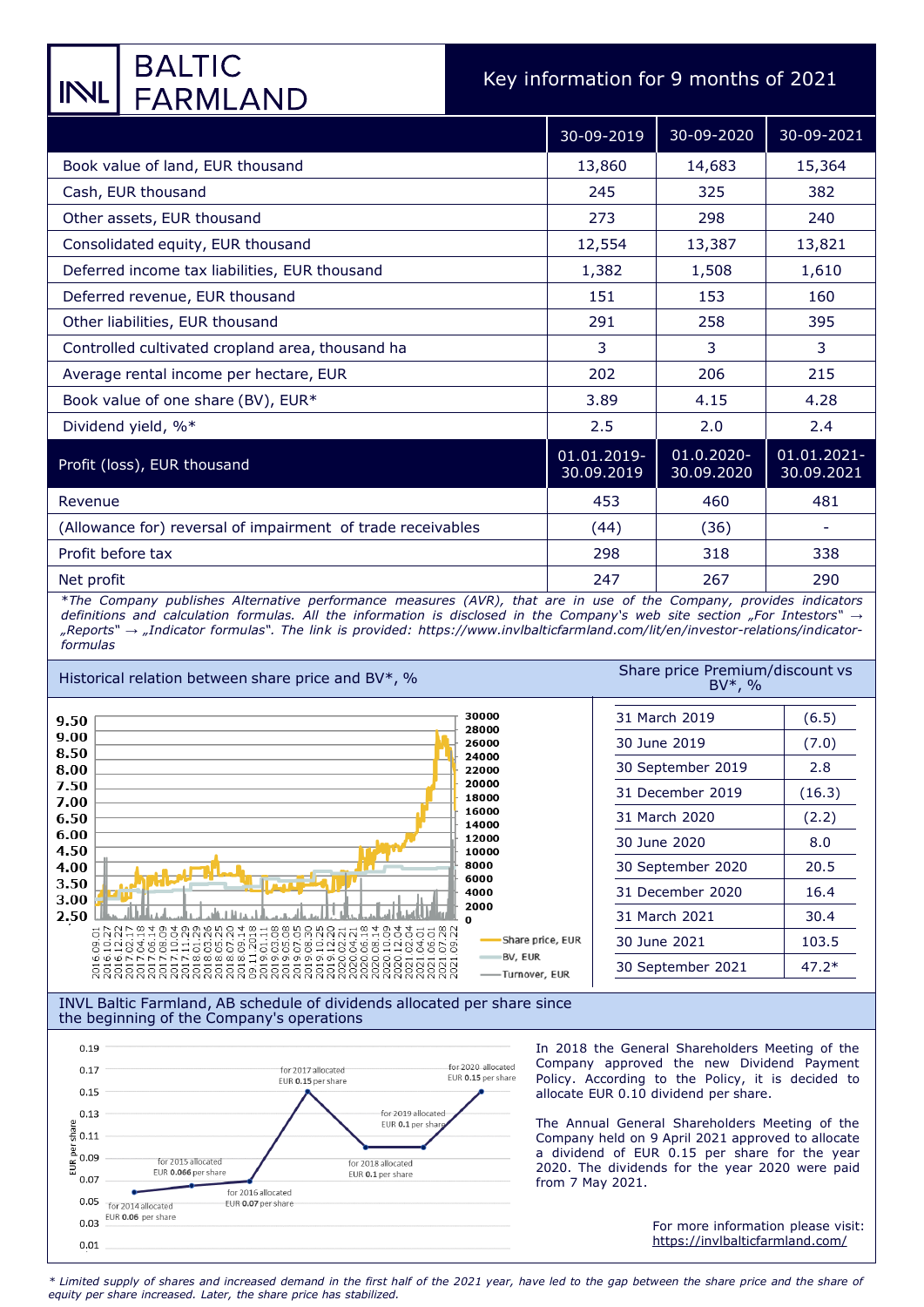# INVL BALTIC FARMLAND

## Key information for 9 months of 2021

| | 30-09-2019 | 30-09-2020 | 30-09-2021 |
|---|---|---|---|
| Book value of land, EUR thousand | 13,860 | 14,683 | 15,364 |
| Cash, EUR thousand | 245 | 325 | 382 |
| Other assets, EUR thousand | 273 | 298 | 240 |
| Consolidated equity, EUR thousand | 12,554 | 13,387 | 13,821 |
| Deferred income tax liabilities, EUR thousand | 1,382 | 1,508 | 1,610 |
| Deferred revenue, EUR thousand | 151 | 153 | 160 |
| Other liabilities, EUR thousand | 291 | 258 | 395 |
| Controlled cultivated cropland area, thousand ha | 3 | 3 | 3 |
| Average rental income per hectare, EUR | 202 | 206 | 215 |
| Book value of one share (BV), EUR* | 3.89 | 4.15 | 4.28 |
| Dividend yield, %* | 2.5 | 2.0 | 2.4 |
| **Profit (loss), EUR thousand** | **01.01.2019-30.09.2019** | **01.0.2020-30.09.2020** | **01.01.2021-30.09.2021** |
| Revenue | 453 | 460 | 481 |
| (Allowance for) reversal of impairment of trade receivables | (44) | (36) | - |
| Profit before tax | 298 | 318 | 338 |
| Net profit | 247 | 267 | 290 |

*\*The Company publishes Alternative performance measures (AVR), that are in use of the Company, provides indicators definitions and calculation formulas. All the information is disclosed in the Company's web site section „For Intestors" → „Reports" → „Indicator formulas". The link is provided: https://www.invlbalticfarmland.com/lit/en/investor-relations/indicator-formulas*

### Historical relation between share price and BV*, %

9.50
9.00
8.50
8.00
7.50
7.00
6.50
6.00
4.50
4.00
3.50
3.00
2.50

30000
28000
26000
24000
22000
20000
18000
16000
14000
12000
10000
8000
6000
4000
2000
0

2016 09 01, 2016.10.27, 2016.12.22, 2017.02.17, 2017.04.18, 2017.06.14, 2017.08.09, 2017.10.04, 2017.11.29, 2018.01.29, 2018.03.26, 2018.05.25, 2018.07.20, 2018.09.14, 09.11.2018, 2019.01.11, 2019.03.08, 2019.05.08, 2019.07.05, 2019.08.30, 2019.10.25, 2019.12.20, 2020.02.21, 2020.04.21, 2020.06.18, 2020.08.14, 2020.10.09, 2020.12.04, 2021.02.04, 2021.04.01, 2021.06.01, 2021.07.28, 2021.09.22

Share price, EUR
BV, EUR
Turnover, EUR

### Share price Premium/discount vs BV*, %

| | |
|---|---|
| 31 March 2019 | (6.5) |
| 30 June 2019 | (7.0) |
| 30 September 2019 | 2.8 |
| 31 December 2019 | (16.3) |
| 31 March 2020 | (2.2) |
| 30 June 2020 | 8.0 |
| 30 September 2020 | 20.5 |
| 31 December 2020 | 16.4 |
| 31 March 2021 | 30.4 |
| 30 June 2021 | 103.5 |
| 30 September 2021 | 47.2* |

### INVL Baltic Farmland, AB schedule of dividends allocated per share since the beginning of the Company's operations

EUR per share

0.19
0.17
0.15
0.13
0.11
0.09
0.07
0.05
0.03
0.01

for 2014 allocated EUR **0.06** per share
for 2015 allocated EUR **0.066** per share
for 2016 allocated EUR **0.07** per share
for 2017 allocated EUR **0.15** per share
for 2018 allocated EUR **0.1** per share
for 2019 allocated EUR **0.1** per share
for 2020 allocated EUR **0.15** per share

In 2018 the General Shareholders Meeting of the Company approved the new Dividend Payment Policy. According to the Policy, it is decided to allocate EUR 0.10 dividend per share.

The Annual General Shareholders Meeting of the Company held on 9 April 2021 approved to allocate a dividend of EUR 0.15 per share for the year 2020. The dividends for the year 2020 were paid from 7 May 2021.

For more information please visit: https://invlbalticfarmland.com/

*\* Limited supply of shares and increased demand in the first half of the 2021 year, have led to the gap between the share price and the share of equity per share increased. Later, the share price has stabilized.*